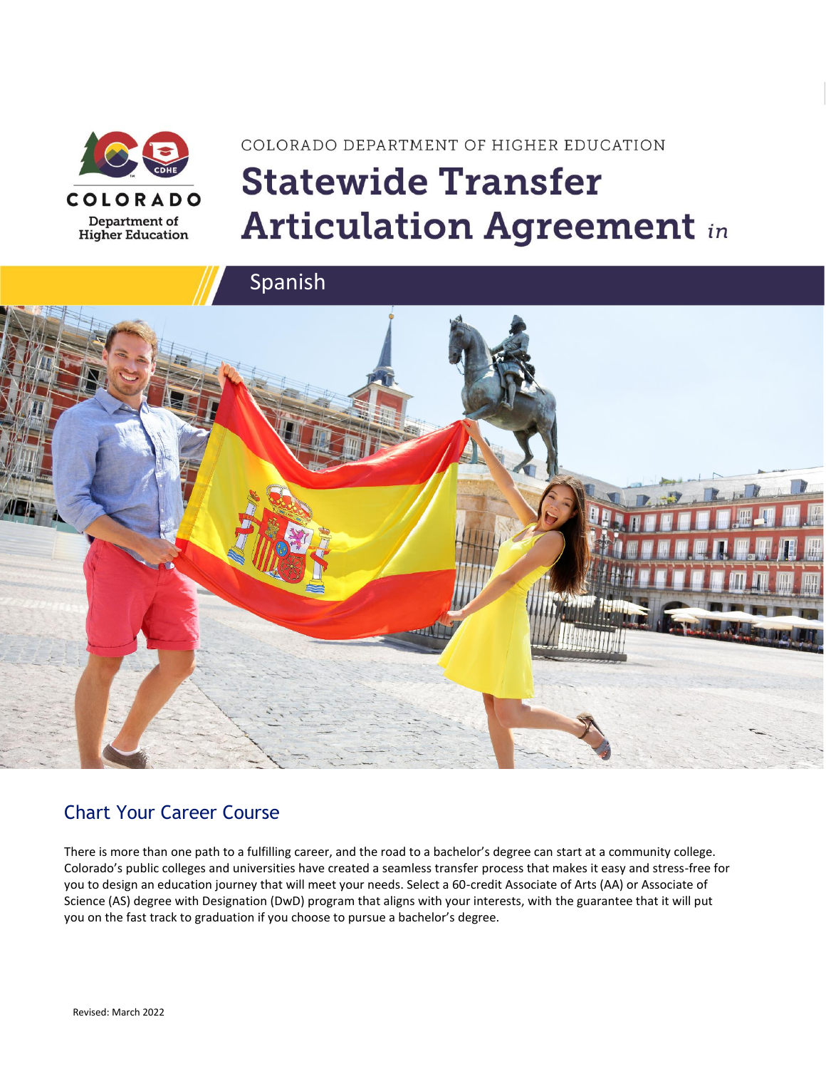COLORADO DEPARTMENT OF HIGHER EDUCATION

# Statewide Transfer Articulation Agreement *in*

## Spanish

## Chart Your Career Course

There is more than one path to a fulfilling career, and the road to a bachelor's degree can start at a community college. Colorado's public colleges and universities have created a seamless transfer process that makes it easy and stress-free for you to design an education journey that will meet your needs. Select a 60-credit Associate of Arts (AA) or Associate of Science (AS) degree with Designation (DwD) program that aligns with your interests, with the guarantee that it will put you on the fast track to graduation if you choose to pursue a bachelor's degree.

Revised: March 2022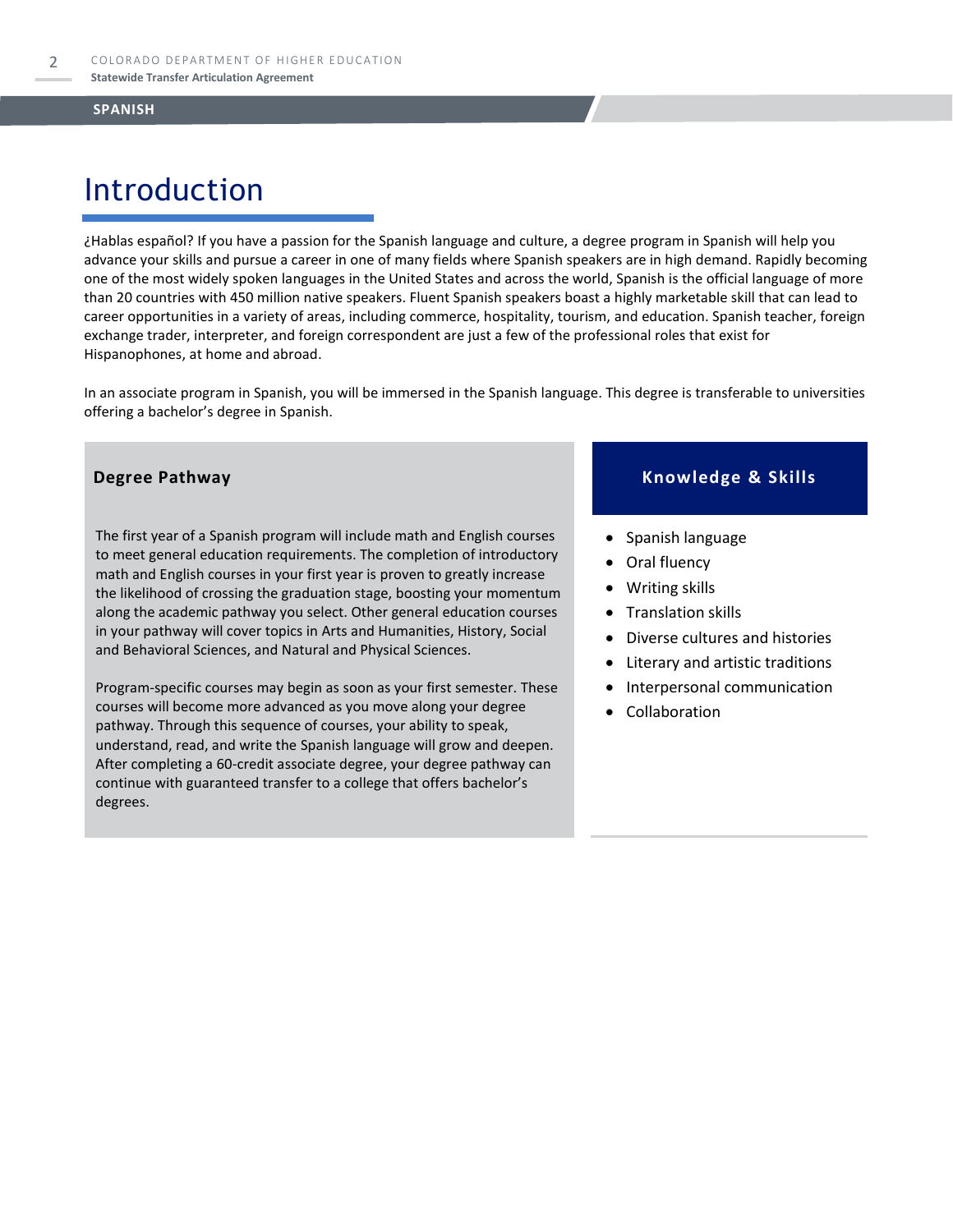# Introduction

¿Hablas español? If you have a passion for the Spanish language and culture, a degree program in Spanish will help you advance your skills and pursue a career in one of many fields where Spanish speakers are in high demand. Rapidly becoming one of the most widely spoken languages in the United States and across the world, Spanish is the official language of more than 20 countries with 450 million native speakers. Fluent Spanish speakers boast a highly marketable skill that can lead to career opportunities in a variety of areas, including commerce, hospitality, tourism, and education. Spanish teacher, foreign exchange trader, interpreter, and foreign correspondent are just a few of the professional roles that exist for Hispanophones, at home and abroad.

In an associate program in Spanish, you will be immersed in the Spanish language. This degree is transferable to universities offering a bachelor's degree in Spanish.

### Degree Pathway

The first year of a Spanish program will include math and English courses to meet general education requirements. The completion of introductory math and English courses in your first year is proven to greatly increase the likelihood of crossing the graduation stage, boosting your momentum along the academic pathway you select. Other general education courses in your pathway will cover topics in Arts and Humanities, History, Social and Behavioral Sciences, and Natural and Physical Sciences.

Program-specific courses may begin as soon as your first semester. These courses will become more advanced as you move along your degree pathway. Through this sequence of courses, your ability to speak, understand, read, and write the Spanish language will grow and deepen. After completing a 60-credit associate degree, your degree pathway can continue with guaranteed transfer to a college that offers bachelor's degrees.

### Knowledge & Skills

- Spanish language
- Oral fluency
- Writing skills
- Translation skills
- Diverse cultures and histories
- Literary and artistic traditions
- Interpersonal communication
- Collaboration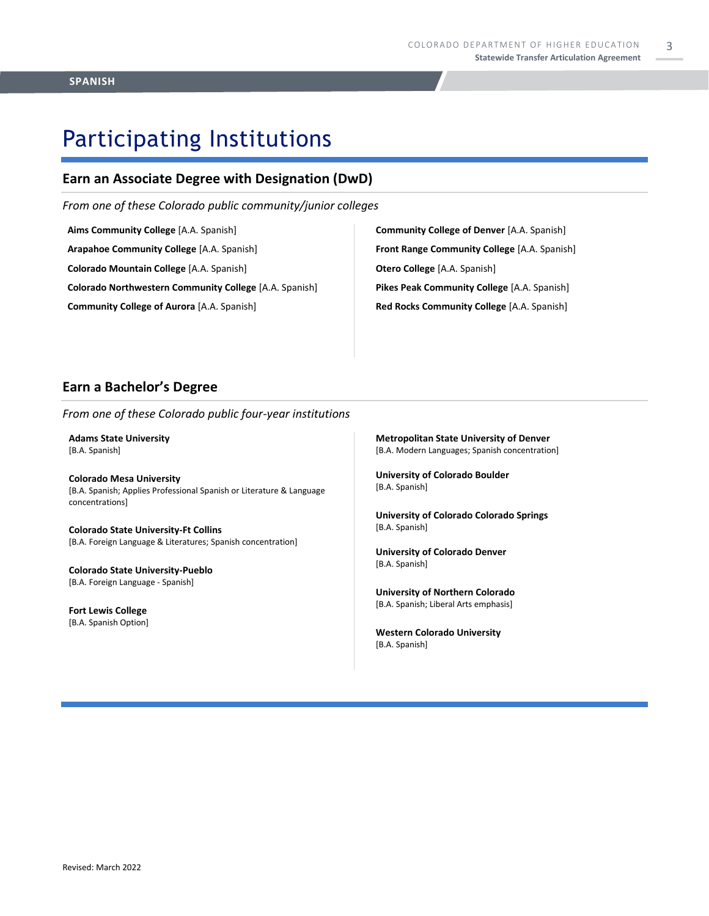# Participating Institutions

## Earn an Associate Degree with Designation (DwD)

*From one of these Colorado public community/junior colleges*

**Aims Community College** [A.A. Spanish]

**Arapahoe Community College** [A.A. Spanish]

**Colorado Mountain College** [A.A. Spanish]

**Colorado Northwestern Community College** [A.A. Spanish]

**Community College of Aurora** [A.A. Spanish]

**Community College of Denver** [A.A. Spanish]

**Front Range Community College** [A.A. Spanish]

**Otero College** [A.A. Spanish]

**Pikes Peak Community College** [A.A. Spanish]

**Red Rocks Community College** [A.A. Spanish]

## Earn a Bachelor's Degree

*From one of these Colorado public four-year institutions*

**Adams State University**
[B.A. Spanish]

**Colorado Mesa University**
[B.A. Spanish; Applies Professional Spanish or Literature & Language concentrations]

**Colorado State University-Ft Collins**
[B.A. Foreign Language & Literatures; Spanish concentration]

**Colorado State University-Pueblo**
[B.A. Foreign Language - Spanish]

**Fort Lewis College**
[B.A. Spanish Option]

**Metropolitan State University of Denver**
[B.A. Modern Languages; Spanish concentration]

**University of Colorado Boulder**
[B.A. Spanish]

**University of Colorado Colorado Springs**
[B.A. Spanish]

**University of Colorado Denver**
[B.A. Spanish]

**University of Northern Colorado**
[B.A. Spanish; Liberal Arts emphasis]

**Western Colorado University**
[B.A. Spanish]

Revised: March 2022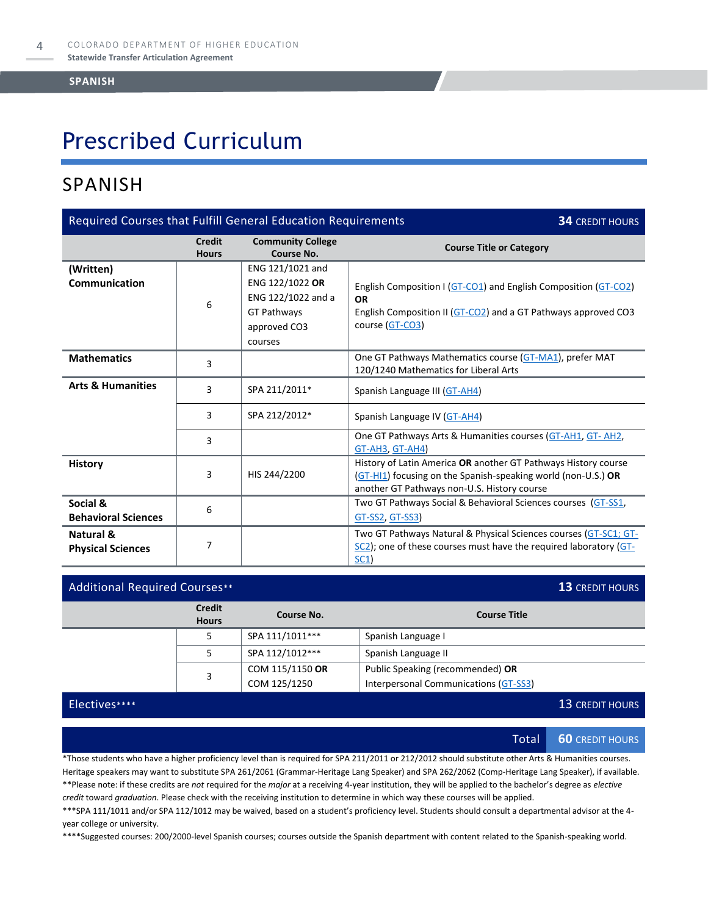# Prescribed Curriculum

## SPANISH

| Required Courses that Fulfill General Education Requirements | | | 34 CREDIT HOURS |
|---|---|---|---|
| | **Credit Hours** | **Community College Course No.** | **Course Title or Category** |
| **(Written) Communication** | 6 | ENG 121/1021 and ENG 122/1022 **OR** ENG 122/1022 and a GT Pathways approved CO3 courses | English Composition I (GT-CO1) and English Composition (GT-CO2) **OR** English Composition II (GT-CO2) and a GT Pathways approved CO3 course (GT-CO3) |
| **Mathematics** | 3 | | One GT Pathways Mathematics course (GT-MA1), prefer MAT 120/1240 Mathematics for Liberal Arts |
| **Arts & Humanities** | 3 | SPA 211/2011* | Spanish Language III (GT-AH4) |
| | 3 | SPA 212/2012* | Spanish Language IV (GT-AH4) |
| | 3 | | One GT Pathways Arts & Humanities courses (GT-AH1, GT- AH2, GT-AH3, GT-AH4) |
| **History** | 3 | HIS 244/2200 | History of Latin America **OR** another GT Pathways History course (GT-HI1) focusing on the Spanish-speaking world (non-U.S.) **OR** another GT Pathways non-U.S. History course |
| **Social & Behavioral Sciences** | 6 | | Two GT Pathways Social & Behavioral Sciences courses (GT-SS1, GT-SS2, GT-SS3) |
| **Natural & Physical Sciences** | 7 | | Two GT Pathways Natural & Physical Sciences courses (GT-SC1; GT-SC2); one of these courses must have the required laboratory (GT-SC1) |

| Additional Required Courses** | | | 13 CREDIT HOURS |
|---|---|---|---|
| | **Credit Hours** | **Course No.** | **Course Title** |
| | 5 | SPA 111/1011*** | Spanish Language I |
| | 5 | SPA 112/1012*** | Spanish Language II |
| | 3 | COM 115/1150 **OR** COM 125/1250 | Public Speaking (recommended) **OR** Interpersonal Communications (GT-SS3) |
| **Electives******** | | | **13 CREDIT HOURS** |
| | | **Total** | **60 CREDIT HOURS** |

*Those students who have a higher proficiency level than is required for SPA 211/2011 or 212/2012 should substitute other Arts & Humanities courses. Heritage speakers may want to substitute SPA 261/2061 (Grammar-Heritage Lang Speaker) and SPA 262/2062 (Comp-Heritage Lang Speaker), if available.

**Please note: if these credits are *not* required for the *major* at a receiving 4-year institution, they will be applied to the bachelor's degree as *elective credit* toward *graduation*. Please check with the receiving institution to determine in which way these courses will be applied.

***SPA 111/1011 and/or SPA 112/1012 may be waived, based on a student's proficiency level. Students should consult a departmental advisor at the 4-year college or university.

****Suggested courses: 200/2000-level Spanish courses; courses outside the Spanish department with content related to the Spanish-speaking world.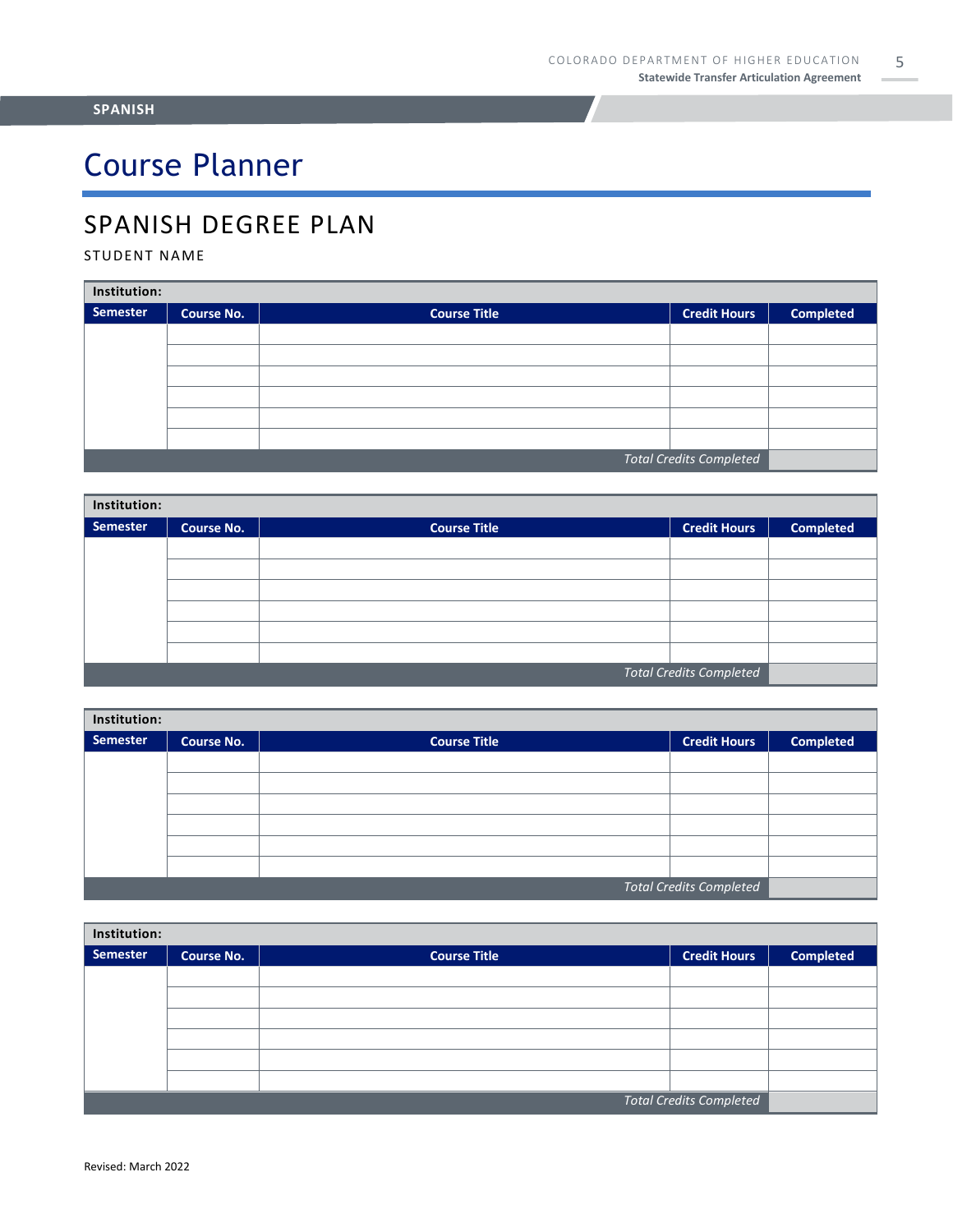**SPANISH**

# Course Planner

## SPANISH DEGREE PLAN

STUDENT NAME

| Institution: | | | | |
|---|---|---|---|---|
| **Semester** | **Course No.** | **Course Title** | **Credit Hours** | **Completed** |
| | | | | |
| | | | | |
| | | | | |
| | | | | |
| | | | | |
| | | | | |
| | | | *Total Credits Completed* | |

| Institution: | | | | |
|---|---|---|---|---|
| **Semester** | **Course No.** | **Course Title** | **Credit Hours** | **Completed** |
| | | | | |
| | | | | |
| | | | | |
| | | | | |
| | | | | |
| | | | | |
| | | | *Total Credits Completed* | |

| Institution: | | | | |
|---|---|---|---|---|
| **Semester** | **Course No.** | **Course Title** | **Credit Hours** | **Completed** |
| | | | | |
| | | | | |
| | | | | |
| | | | | |
| | | | | |
| | | | | |
| | | | *Total Credits Completed* | |

| Institution: | | | | |
|---|---|---|---|---|
| **Semester** | **Course No.** | **Course Title** | **Credit Hours** | **Completed** |
| | | | | |
| | | | | |
| | | | | |
| | | | | |
| | | | | |
| | | | | |
| | | | *Total Credits Completed* | |

Revised: March 2022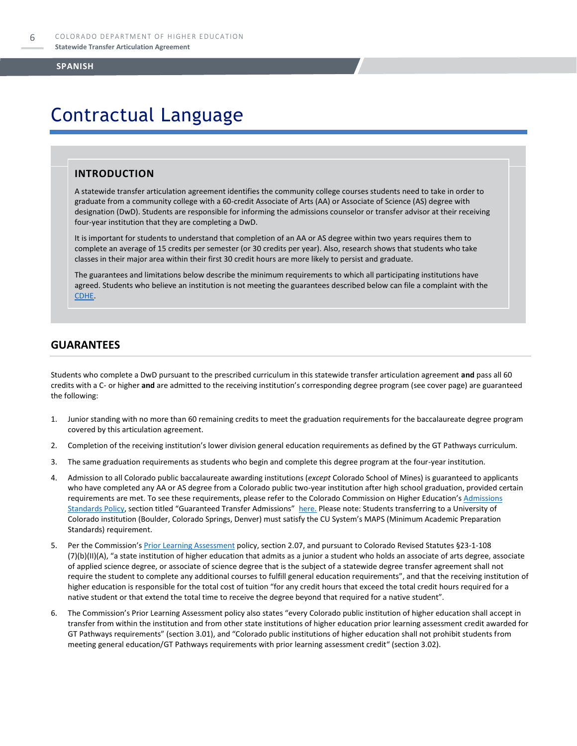**SPANISH**

# Contractual Language

## INTRODUCTION

A statewide transfer articulation agreement identifies the community college courses students need to take in order to graduate from a community college with a 60-credit Associate of Arts (AA) or Associate of Science (AS) degree with designation (DwD). Students are responsible for informing the admissions counselor or transfer advisor at their receiving four-year institution that they are completing a DwD.

It is important for students to understand that completion of an AA or AS degree within two years requires them to complete an average of 15 credits per semester (or 30 credits per year). Also, research shows that students who take classes in their major area within their first 30 credit hours are more likely to persist and graduate.

The guarantees and limitations below describe the minimum requirements to which all participating institutions have agreed. Students who believe an institution is not meeting the guarantees described below can file a complaint with the [CDHE](CDHE).

## GUARANTEES

Students who complete a DwD pursuant to the prescribed curriculum in this statewide transfer articulation agreement **and** pass all 60 credits with a C- or higher **and** are admitted to the receiving institution's corresponding degree program (see cover page) are guaranteed the following:

1. Junior standing with no more than 60 remaining credits to meet the graduation requirements for the baccalaureate degree program covered by this articulation agreement.
2. Completion of the receiving institution's lower division general education requirements as defined by the GT Pathways curriculum.
3. The same graduation requirements as students who begin and complete this degree program at the four-year institution.
4. Admission to all Colorado public baccalaureate awarding institutions (*except* Colorado School of Mines) is guaranteed to applicants who have completed any AA or AS degree from a Colorado public two-year institution after high school graduation, provided certain requirements are met. To see these requirements, please refer to the Colorado Commission on Higher Education's Admissions Standards Policy, section titled "Guaranteed Transfer Admissions" here. Please note: Students transferring to a University of Colorado institution (Boulder, Colorado Springs, Denver) must satisfy the CU System's MAPS (Minimum Academic Preparation Standards) requirement.
5. Per the Commission's Prior Learning Assessment policy, section 2.07, and pursuant to Colorado Revised Statutes §23-1-108 (7)(b)(II)(A), "a state institution of higher education that admits as a junior a student who holds an associate of arts degree, associate of applied science degree, or associate of science degree that is the subject of a statewide degree transfer agreement shall not require the student to complete any additional courses to fulfill general education requirements", and that the receiving institution of higher education is responsible for the total cost of tuition "for any credit hours that exceed the total credit hours required for a native student or that extend the total time to receive the degree beyond that required for a native student".
6. The Commission's Prior Learning Assessment policy also states "every Colorado public institution of higher education shall accept in transfer from within the institution and from other state institutions of higher education prior learning assessment credit awarded for GT Pathways requirements" (section 3.01), and "Colorado public institutions of higher education shall not prohibit students from meeting general education/GT Pathways requirements with prior learning assessment credit" (section 3.02).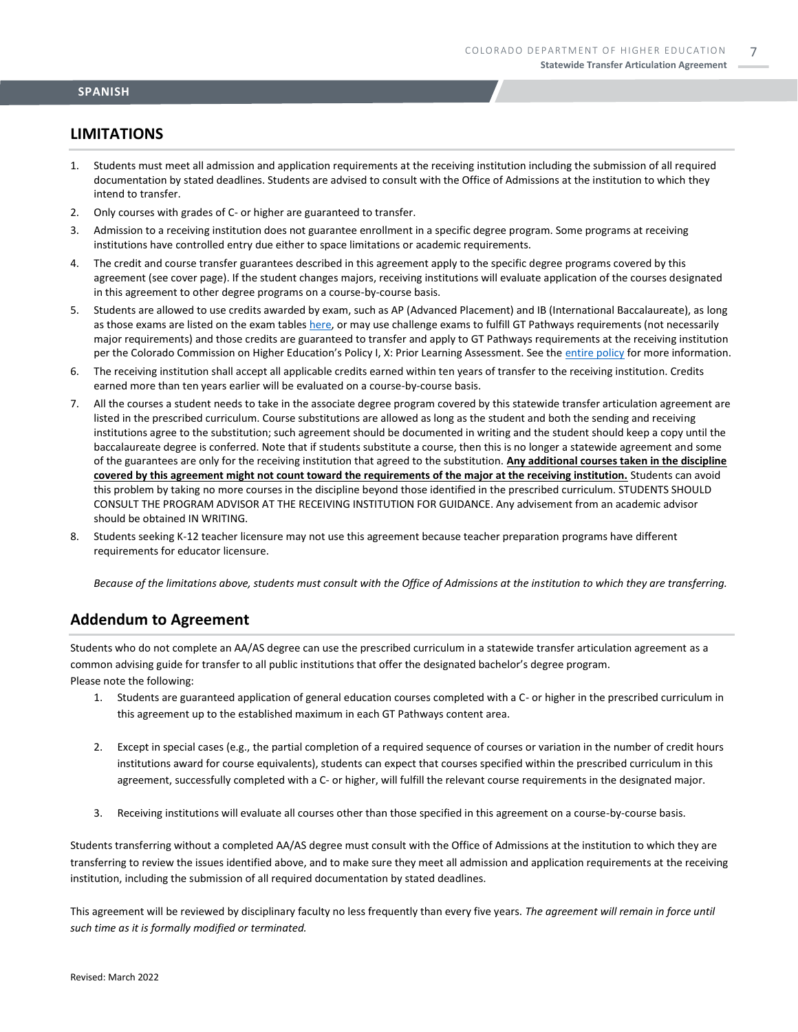SPANISH

## LIMITATIONS

1. Students must meet all admission and application requirements at the receiving institution including the submission of all required documentation by stated deadlines. Students are advised to consult with the Office of Admissions at the institution to which they intend to transfer.
2. Only courses with grades of C- or higher are guaranteed to transfer.
3. Admission to a receiving institution does not guarantee enrollment in a specific degree program. Some programs at receiving institutions have controlled entry due either to space limitations or academic requirements.
4. The credit and course transfer guarantees described in this agreement apply to the specific degree programs covered by this agreement (see cover page). If the student changes majors, receiving institutions will evaluate application of the courses designated in this agreement to other degree programs on a course-by-course basis.
5. Students are allowed to use credits awarded by exam, such as AP (Advanced Placement) and IB (International Baccalaureate), as long as those exams are listed on the exam tables here, or may use challenge exams to fulfill GT Pathways requirements (not necessarily major requirements) and those credits are guaranteed to transfer and apply to GT Pathways requirements at the receiving institution per the Colorado Commission on Higher Education's Policy I, X: Prior Learning Assessment. See the entire policy for more information.
6. The receiving institution shall accept all applicable credits earned within ten years of transfer to the receiving institution. Credits earned more than ten years earlier will be evaluated on a course-by-course basis.
7. All the courses a student needs to take in the associate degree program covered by this statewide transfer articulation agreement are listed in the prescribed curriculum. Course substitutions are allowed as long as the student and both the sending and receiving institutions agree to the substitution; such agreement should be documented in writing and the student should keep a copy until the baccalaureate degree is conferred. Note that if students substitute a course, then this is no longer a statewide agreement and some of the guarantees are only for the receiving institution that agreed to the substitution. **Any additional courses taken in the discipline covered by this agreement might not count toward the requirements of the major at the receiving institution.** Students can avoid this problem by taking no more courses in the discipline beyond those identified in the prescribed curriculum. STUDENTS SHOULD CONSULT THE PROGRAM ADVISOR AT THE RECEIVING INSTITUTION FOR GUIDANCE. Any advisement from an academic advisor should be obtained IN WRITING.
8. Students seeking K-12 teacher licensure may not use this agreement because teacher preparation programs have different requirements for educator licensure.

*Because of the limitations above, students must consult with the Office of Admissions at the institution to which they are transferring.*

## Addendum to Agreement

Students who do not complete an AA/AS degree can use the prescribed curriculum in a statewide transfer articulation agreement as a common advising guide for transfer to all public institutions that offer the designated bachelor's degree program.
Please note the following:

1. Students are guaranteed application of general education courses completed with a C- or higher in the prescribed curriculum in this agreement up to the established maximum in each GT Pathways content area.
2. Except in special cases (e.g., the partial completion of a required sequence of courses or variation in the number of credit hours institutions award for course equivalents), students can expect that courses specified within the prescribed curriculum in this agreement, successfully completed with a C- or higher, will fulfill the relevant course requirements in the designated major.
3. Receiving institutions will evaluate all courses other than those specified in this agreement on a course-by-course basis.

Students transferring without a completed AA/AS degree must consult with the Office of Admissions at the institution to which they are transferring to review the issues identified above, and to make sure they meet all admission and application requirements at the receiving institution, including the submission of all required documentation by stated deadlines.

This agreement will be reviewed by disciplinary faculty no less frequently than every five years. *The agreement will remain in force until such time as it is formally modified or terminated.*

Revised: March 2022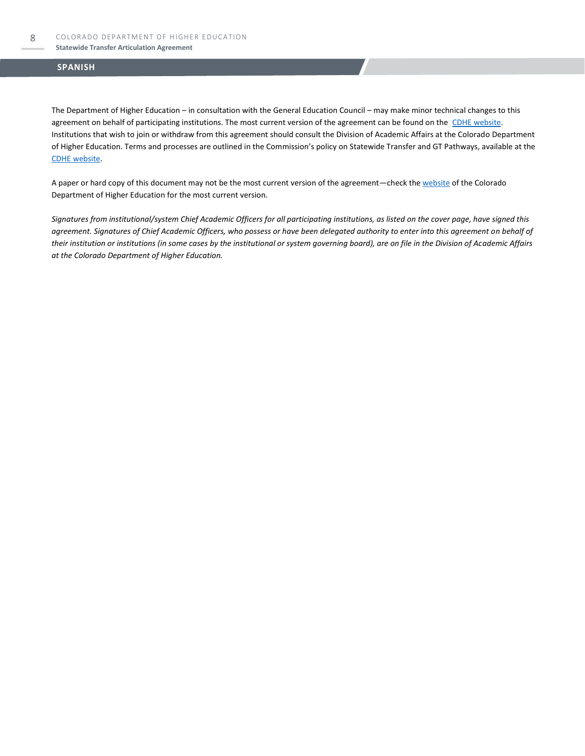## SPANISH

The Department of Higher Education – in consultation with the General Education Council – may make minor technical changes to this agreement on behalf of participating institutions. The most current version of the agreement can be found on the CDHE website. Institutions that wish to join or withdraw from this agreement should consult the Division of Academic Affairs at the Colorado Department of Higher Education. Terms and processes are outlined in the Commission's policy on Statewide Transfer and GT Pathways, available at the CDHE website.

A paper or hard copy of this document may not be the most current version of the agreement—check the website of the Colorado Department of Higher Education for the most current version.

*Signatures from institutional/system Chief Academic Officers for all participating institutions, as listed on the cover page, have signed this agreement. Signatures of Chief Academic Officers, who possess or have been delegated authority to enter into this agreement on behalf of their institution or institutions (in some cases by the institutional or system governing board), are on file in the Division of Academic Affairs at the Colorado Department of Higher Education.*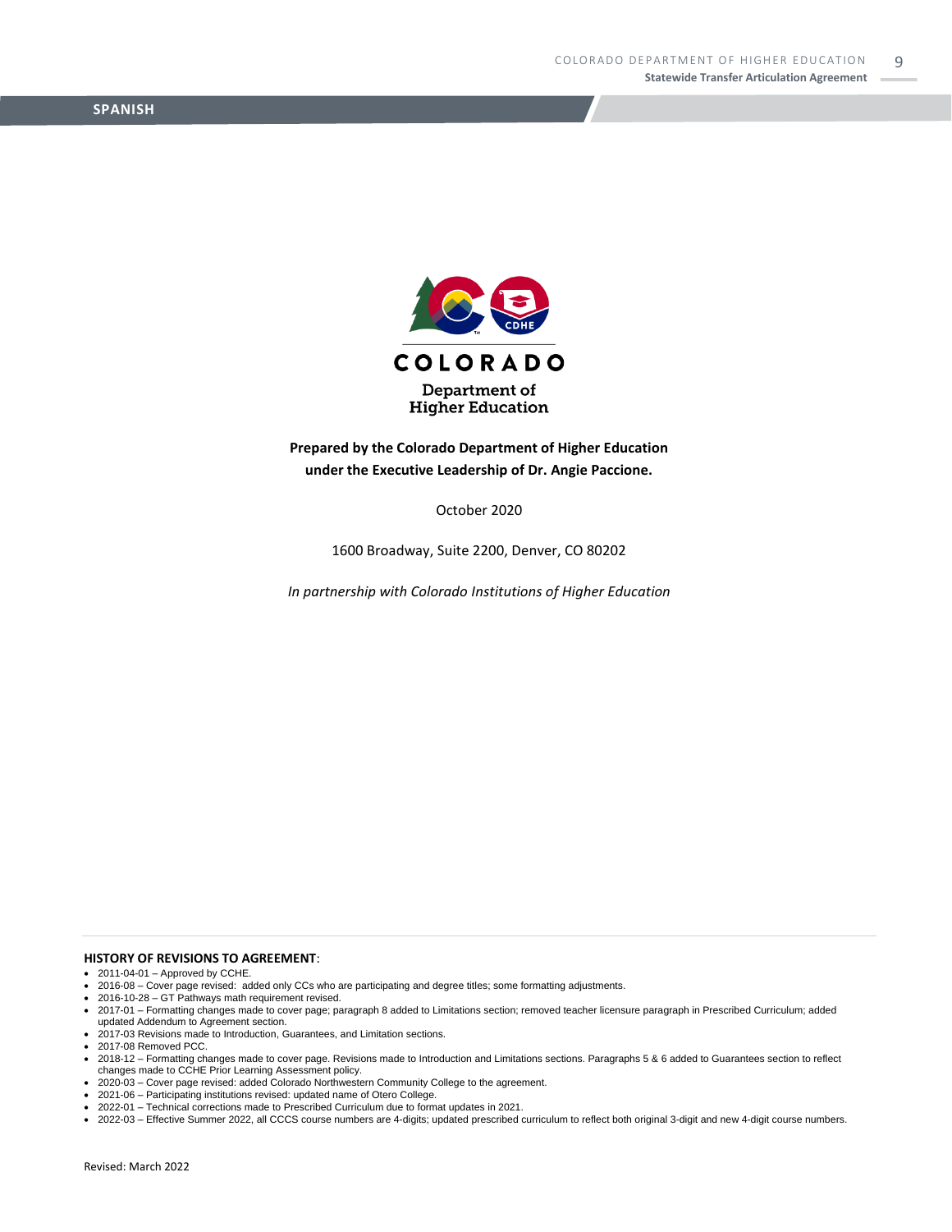**SPANISH**

COLORADO

Department of Higher Education

**Prepared by the Colorado Department of Higher Education under the Executive Leadership of Dr. Angie Paccione.**

October 2020

1600 Broadway, Suite 2200, Denver, CO 80202

*In partnership with Colorado Institutions of Higher Education*

**HISTORY OF REVISIONS TO AGREEMENT**:

- 2011-04-01 – Approved by CCHE.
- 2016-08 – Cover page revised: added only CCs who are participating and degree titles; some formatting adjustments.
- 2016-10-28 – GT Pathways math requirement revised.
- 2017-01 – Formatting changes made to cover page; paragraph 8 added to Limitations section; removed teacher licensure paragraph in Prescribed Curriculum; added updated Addendum to Agreement section.
- 2017-03 Revisions made to Introduction, Guarantees, and Limitation sections.
- 2017-08 Removed PCC.
- 2018-12 – Formatting changes made to cover page. Revisions made to Introduction and Limitations sections. Paragraphs 5 & 6 added to Guarantees section to reflect changes made to CCHE Prior Learning Assessment policy.
- 2020-03 – Cover page revised: added Colorado Northwestern Community College to the agreement.
- 2021-06 – Participating institutions revised: updated name of Otero College.
- 2022-01 – Technical corrections made to Prescribed Curriculum due to format updates in 2021.
- 2022-03 – Effective Summer 2022, all CCCS course numbers are 4-digits; updated prescribed curriculum to reflect both original 3-digit and new 4-digit course numbers.

Revised: March 2022